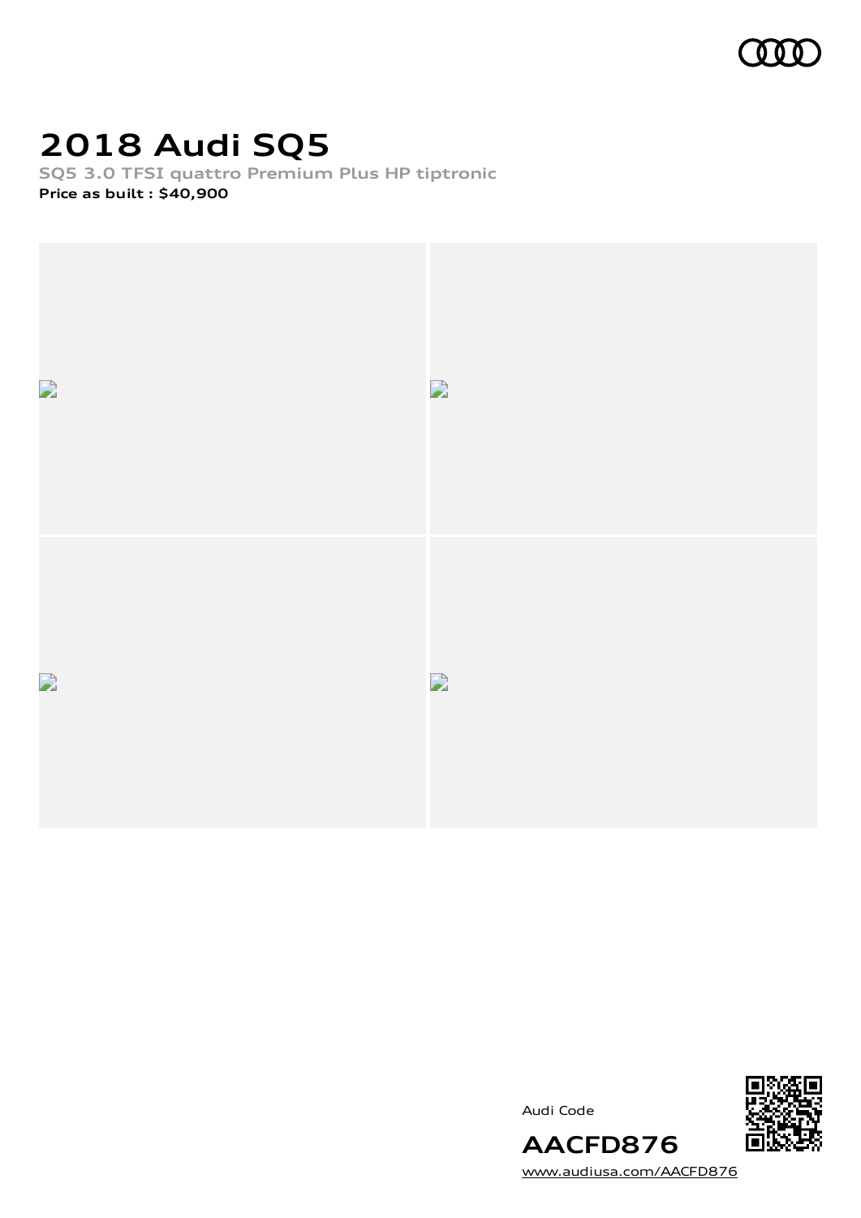# 2018 Audi SQ5

**SQ5 3.0 TFSI quattro Premium Plus HP tiptronic**

**Price as built : $40,900**

Audi Code

**AACFD876**

www.audiusa.com/AACFD876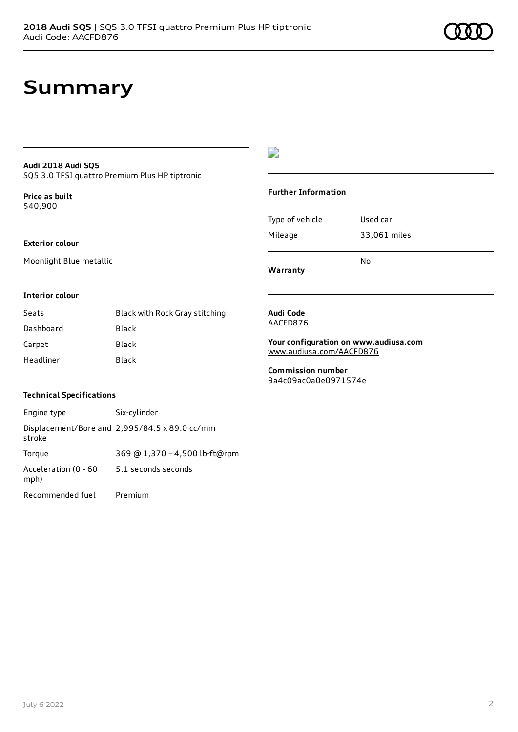# Summary

**Audi 2018 Audi SQ5**
SQ5 3.0 TFSI quattro Premium Plus HP tiptronic

**Price as built**
$40,900

**Exterior colour**

Moonlight Blue metallic

**Interior colour**

| Seats | Black with Rock Gray stitching |
| --- | --- |
| Dashboard | Black |
| Carpet | Black |
| Headliner | Black |

**Technical Specifications**

| Engine type | Six-cylinder |
| --- | --- |
| Displacement/Bore and stroke | 2,995/84.5 x 89.0 cc/mm |
| Torque | 369 @ 1,370 - 4,500 lb-ft@rpm |
| Acceleration (0 - 60 mph) | 5.1 seconds seconds |
| Recommended fuel | Premium |

**Further Information**

| Type of vehicle | Used car |
| --- | --- |
| Mileage | 33,061 miles |
| **Warranty** | No |

**Audi Code**
AACFD876

**Your configuration on www.audiusa.com**
www.audiusa.com/AACFD876

**Commission number**
9a4c09ac0a0e0971574e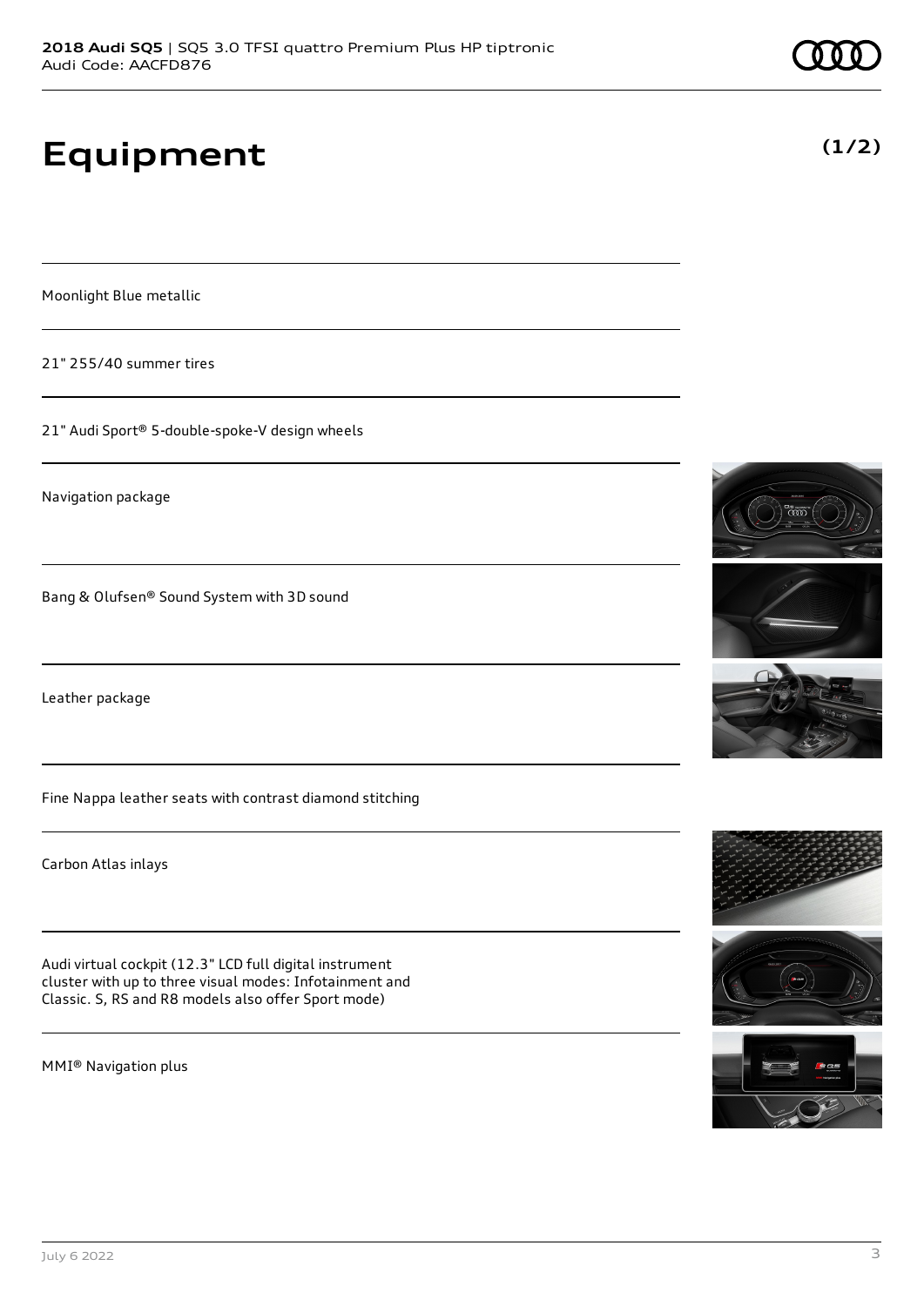# Equipment

(1/2)

Moonlight Blue metallic

21" 255/40 summer tires

21" Audi Sport® 5-double-spoke-V design wheels

Navigation package

Bang & Olufsen® Sound System with 3D sound

Leather package

Fine Nappa leather seats with contrast diamond stitching

Carbon Atlas inlays

Audi virtual cockpit (12.3" LCD full digital instrument cluster with up to three visual modes: Infotainment and Classic. S, RS and R8 models also offer Sport mode)

MMI® Navigation plus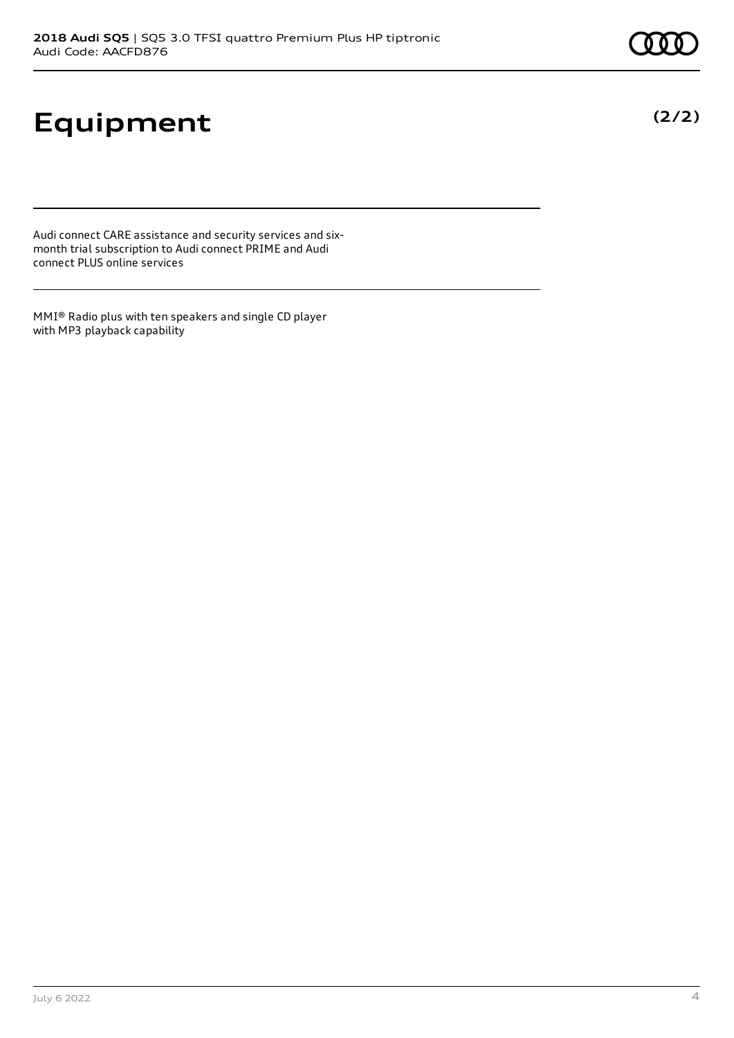# Equipment

**(2/2)**

Audi connect CARE assistance and security services and six-month trial subscription to Audi connect PRIME and Audi connect PLUS online services

MMI® Radio plus with ten speakers and single CD player with MP3 playback capability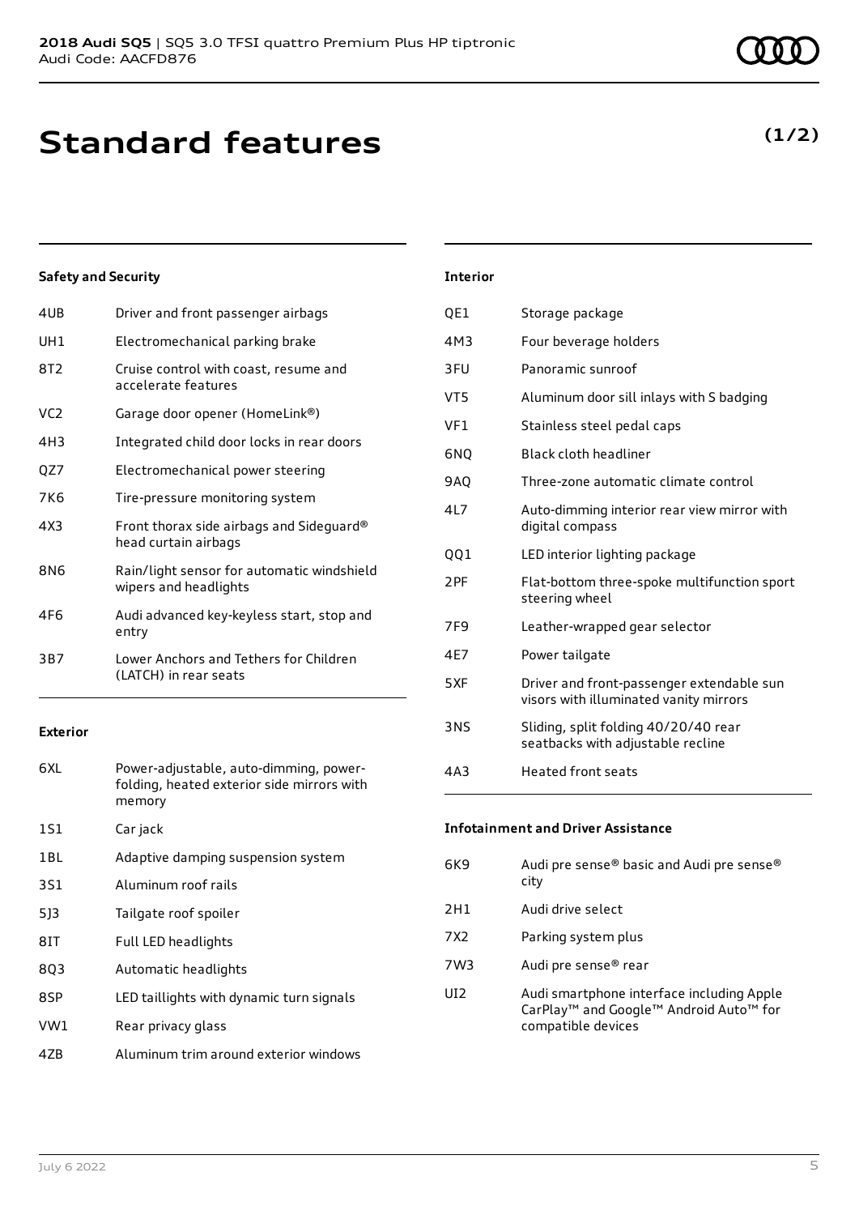# Standard features

**(1/2)**

### Safety and Security

| | |
|---|---|
| 4UB | Driver and front passenger airbags |
| UH1 | Electromechanical parking brake |
| 8T2 | Cruise control with coast, resume and accelerate features |
| VC2 | Garage door opener (HomeLink®) |
| 4H3 | Integrated child door locks in rear doors |
| QZ7 | Electromechanical power steering |
| 7K6 | Tire-pressure monitoring system |
| 4X3 | Front thorax side airbags and Sideguard® head curtain airbags |
| 8N6 | Rain/light sensor for automatic windshield wipers and headlights |
| 4F6 | Audi advanced key-keyless start, stop and entry |
| 3B7 | Lower Anchors and Tethers for Children (LATCH) in rear seats |

### Exterior

| | |
|---|---|
| 6XL | Power-adjustable, auto-dimming, power-folding, heated exterior side mirrors with memory |
| 1S1 | Car jack |
| 1BL | Adaptive damping suspension system |
| 3S1 | Aluminum roof rails |
| 5J3 | Tailgate roof spoiler |
| 8IT | Full LED headlights |
| 8Q3 | Automatic headlights |
| 8SP | LED taillights with dynamic turn signals |
| VW1 | Rear privacy glass |
| 4ZB | Aluminum trim around exterior windows |

### Interior

| | |
|---|---|
| QE1 | Storage package |
| 4M3 | Four beverage holders |
| 3FU | Panoramic sunroof |
| VT5 | Aluminum door sill inlays with S badging |
| VF1 | Stainless steel pedal caps |
| 6NQ | Black cloth headliner |
| 9AQ | Three-zone automatic climate control |
| 4L7 | Auto-dimming interior rear view mirror with digital compass |
| QQ1 | LED interior lighting package |
| 2PF | Flat-bottom three-spoke multifunction sport steering wheel |
| 7F9 | Leather-wrapped gear selector |
| 4E7 | Power tailgate |
| 5XF | Driver and front-passenger extendable sun visors with illuminated vanity mirrors |
| 3NS | Sliding, split folding 40/20/40 rear seatbacks with adjustable recline |
| 4A3 | Heated front seats |

### Infotainment and Driver Assistance

| | |
|---|---|
| 6K9 | Audi pre sense® basic and Audi pre sense® city |
| 2H1 | Audi drive select |
| 7X2 | Parking system plus |
| 7W3 | Audi pre sense® rear |
| UI2 | Audi smartphone interface including Apple CarPlay™ and Google™ Android Auto™ for compatible devices |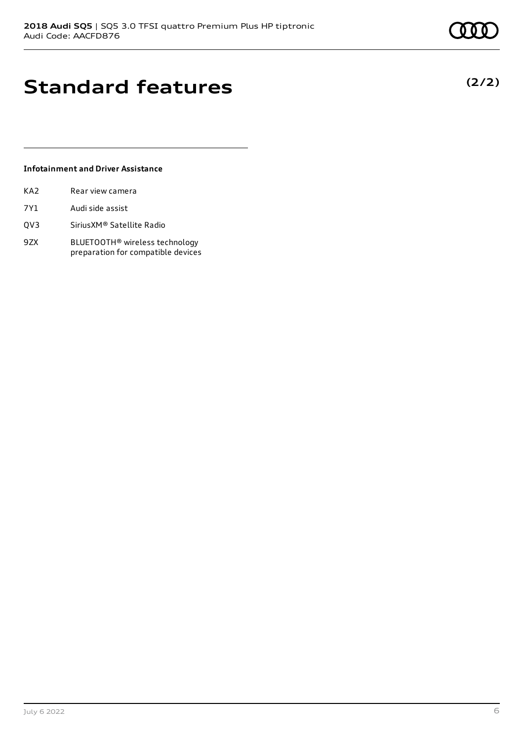# Standard features

**(2/2)**

### Infotainment and Driver Assistance

| | |
|---|---|
| KA2 | Rear view camera |
| 7Y1 | Audi side assist |
| QV3 | SiriusXM® Satellite Radio |
| 9ZX | BLUETOOTH® wireless technology preparation for compatible devices |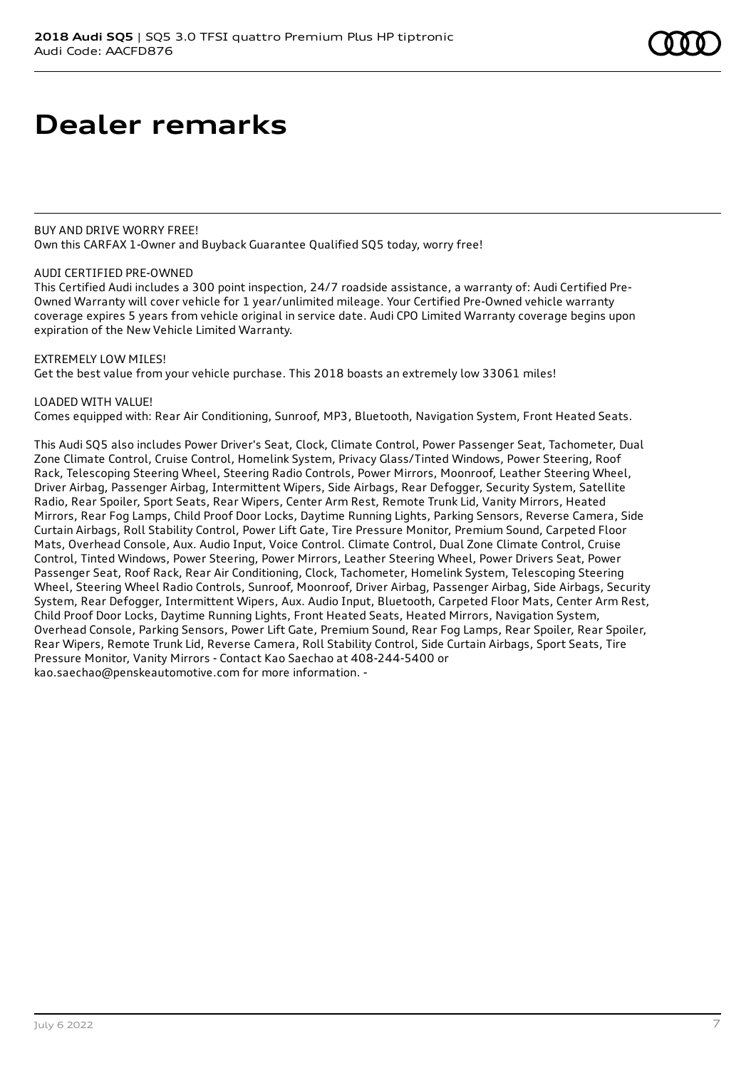# Dealer remarks

BUY AND DRIVE WORRY FREE!
Own this CARFAX 1-Owner and Buyback Guarantee Qualified SQ5 today, worry free!

AUDI CERTIFIED PRE-OWNED
This Certified Audi includes a 300 point inspection, 24/7 roadside assistance, a warranty of: Audi Certified Pre-Owned Warranty will cover vehicle for 1 year/unlimited mileage. Your Certified Pre-Owned vehicle warranty coverage expires 5 years from vehicle original in service date. Audi CPO Limited Warranty coverage begins upon expiration of the New Vehicle Limited Warranty.

EXTREMELY LOW MILES!
Get the best value from your vehicle purchase. This 2018 boasts an extremely low 33061 miles!

LOADED WITH VALUE!
Comes equipped with: Rear Air Conditioning, Sunroof, MP3, Bluetooth, Navigation System, Front Heated Seats.

This Audi SQ5 also includes Power Driver's Seat, Clock, Climate Control, Power Passenger Seat, Tachometer, Dual Zone Climate Control, Cruise Control, Homelink System, Privacy Glass/Tinted Windows, Power Steering, Roof Rack, Telescoping Steering Wheel, Steering Radio Controls, Power Mirrors, Moonroof, Leather Steering Wheel, Driver Airbag, Passenger Airbag, Intermittent Wipers, Side Airbags, Rear Defogger, Security System, Satellite Radio, Rear Spoiler, Sport Seats, Rear Wipers, Center Arm Rest, Remote Trunk Lid, Vanity Mirrors, Heated Mirrors, Rear Fog Lamps, Child Proof Door Locks, Daytime Running Lights, Parking Sensors, Reverse Camera, Side Curtain Airbags, Roll Stability Control, Power Lift Gate, Tire Pressure Monitor, Premium Sound, Carpeted Floor Mats, Overhead Console, Aux. Audio Input, Voice Control. Climate Control, Dual Zone Climate Control, Cruise Control, Tinted Windows, Power Steering, Power Mirrors, Leather Steering Wheel, Power Drivers Seat, Power Passenger Seat, Roof Rack, Rear Air Conditioning, Clock, Tachometer, Homelink System, Telescoping Steering Wheel, Steering Wheel Radio Controls, Sunroof, Moonroof, Driver Airbag, Passenger Airbag, Side Airbags, Security System, Rear Defogger, Intermittent Wipers, Aux. Audio Input, Bluetooth, Carpeted Floor Mats, Center Arm Rest, Child Proof Door Locks, Daytime Running Lights, Front Heated Seats, Heated Mirrors, Navigation System, Overhead Console, Parking Sensors, Power Lift Gate, Premium Sound, Rear Fog Lamps, Rear Spoiler, Rear Spoiler, Rear Wipers, Remote Trunk Lid, Reverse Camera, Roll Stability Control, Side Curtain Airbags, Sport Seats, Tire Pressure Monitor, Vanity Mirrors - Contact Kao Saechao at 408-244-5400 or kao.saechao@penskeautomotive.com for more information. -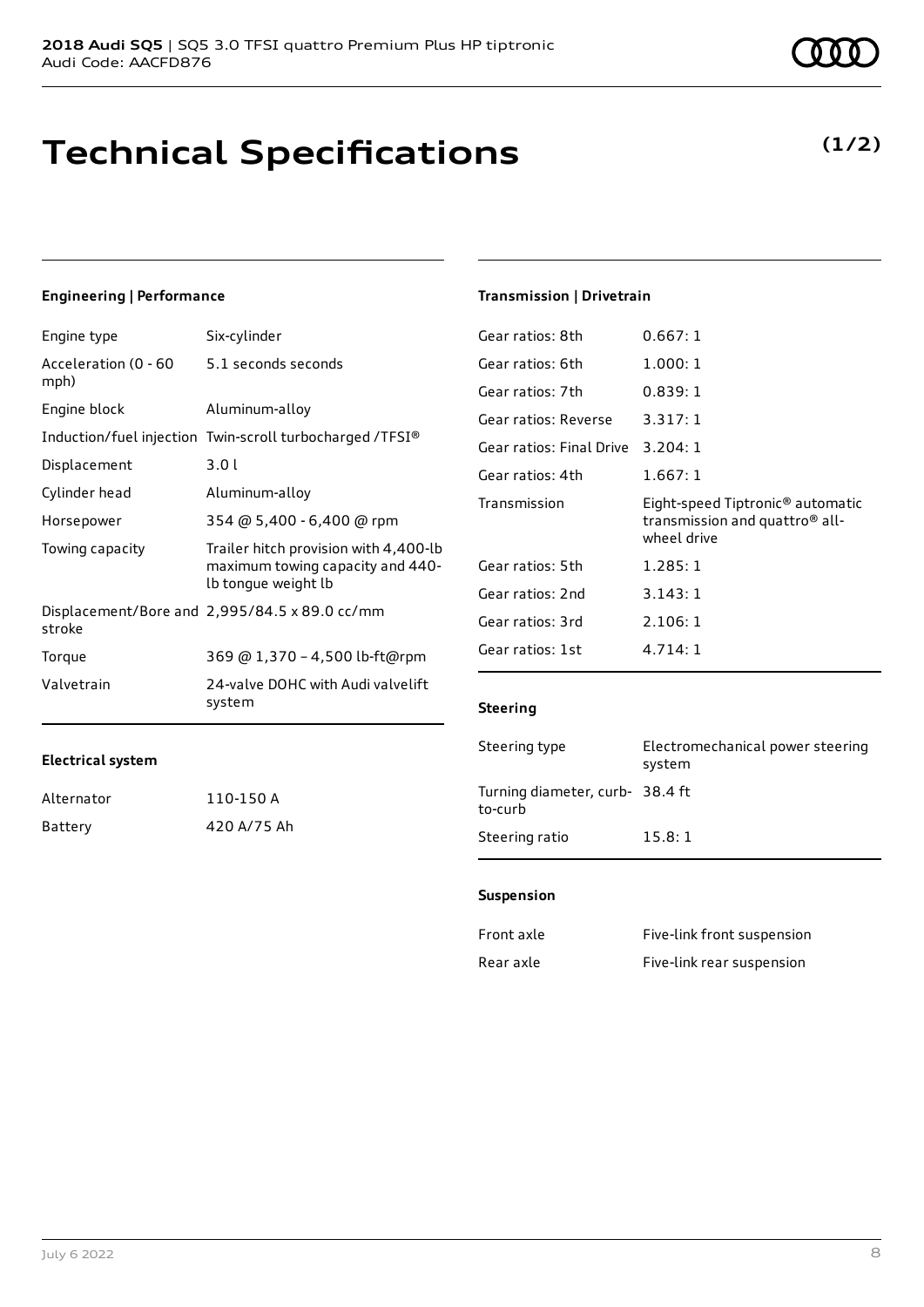# Technical Specifications

**(1/2)**

#### Engineering | Performance

| | |
|---|---|
| Engine type | Six-cylinder |
| Acceleration (0 - 60 mph) | 5.1 seconds seconds |
| Engine block | Aluminum-alloy |
| Induction/fuel injection | Twin-scroll turbocharged /TFSI® |
| Displacement | 3.0 l |
| Cylinder head | Aluminum-alloy |
| Horsepower | 354 @ 5,400 - 6,400 @ rpm |
| Towing capacity | Trailer hitch provision with 4,400-lb maximum towing capacity and 440-lb tongue weight lb |
| Displacement/Bore and stroke | 2,995/84.5 x 89.0 cc/mm |
| Torque | 369 @ 1,370 – 4,500 lb-ft@rpm |
| Valvetrain | 24-valve DOHC with Audi valvelift system |

#### Electrical system

| | |
|---|---|
| Alternator | 110-150 A |
| Battery | 420 A/75 Ah |

#### Transmission | Drivetrain

| | |
|---|---|
| Gear ratios: 8th | 0.667: 1 |
| Gear ratios: 6th | 1.000: 1 |
| Gear ratios: 7th | 0.839: 1 |
| Gear ratios: Reverse | 3.317: 1 |
| Gear ratios: Final Drive | 3.204: 1 |
| Gear ratios: 4th | 1.667: 1 |
| Transmission | Eight-speed Tiptronic® automatic transmission and quattro® all-wheel drive |
| Gear ratios: 5th | 1.285: 1 |
| Gear ratios: 2nd | 3.143: 1 |
| Gear ratios: 3rd | 2.106: 1 |
| Gear ratios: 1st | 4.714: 1 |

#### Steering

| | |
|---|---|
| Steering type | Electromechanical power steering system |
| Turning diameter, curb-to-curb | 38.4 ft |
| Steering ratio | 15.8: 1 |

#### Suspension

| | |
|---|---|
| Front axle | Five-link front suspension |
| Rear axle | Five-link rear suspension |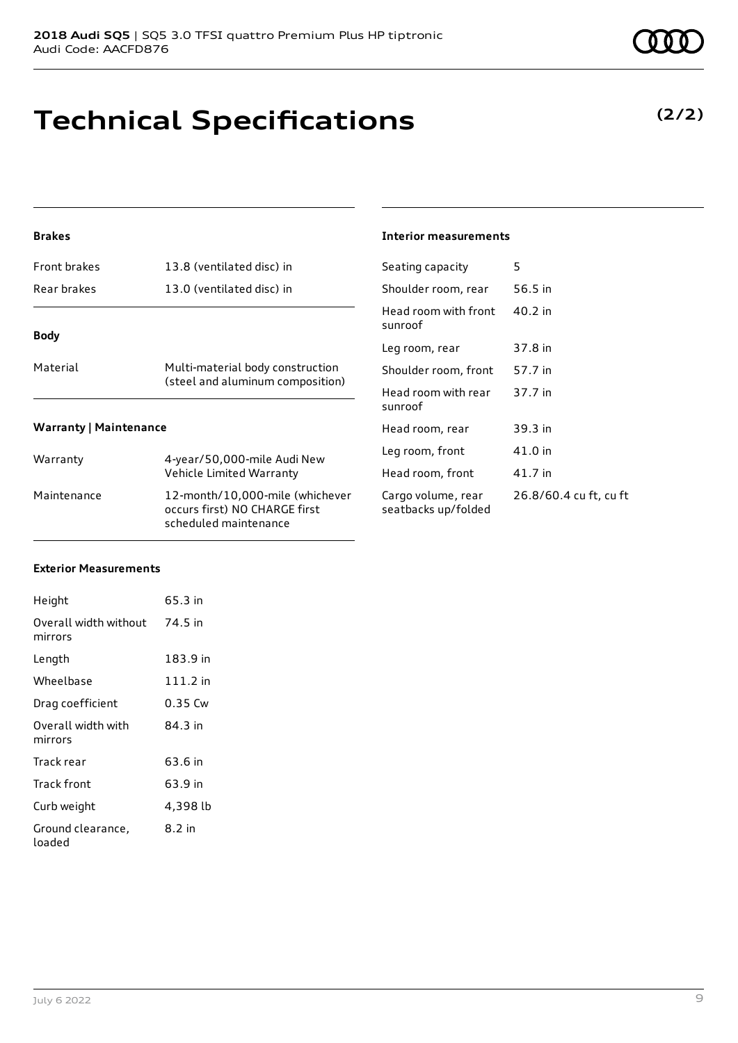**2018 Audi SQ5** | SQ5 3.0 TFSI quattro Premium Plus HP tiptronic
Audi Code: AACFD876

# Technical Specifications

**(2/2)**

### Brakes

| | |
|---|---|
| Front brakes | 13.8 (ventilated disc) in |
| Rear brakes | 13.0 (ventilated disc) in |

### Body

| | |
|---|---|
| Material | Multi-material body construction (steel and aluminum composition) |

### Warranty | Maintenance

| | |
|---|---|
| Warranty | 4-year/50,000-mile Audi New Vehicle Limited Warranty |
| Maintenance | 12-month/10,000-mile (whichever occurs first) NO CHARGE first scheduled maintenance |

### Exterior Measurements

| | |
|---|---|
| Height | 65.3 in |
| Overall width without mirrors | 74.5 in |
| Length | 183.9 in |
| Wheelbase | 111.2 in |
| Drag coefficient | 0.35 Cw |
| Overall width with mirrors | 84.3 in |
| Track rear | 63.6 in |
| Track front | 63.9 in |
| Curb weight | 4,398 lb |
| Ground clearance, loaded | 8.2 in |

### Interior measurements

| | |
|---|---|
| Seating capacity | 5 |
| Shoulder room, rear | 56.5 in |
| Head room with front sunroof | 40.2 in |
| Leg room, rear | 37.8 in |
| Shoulder room, front | 57.7 in |
| Head room with rear sunroof | 37.7 in |
| Head room, rear | 39.3 in |
| Leg room, front | 41.0 in |
| Head room, front | 41.7 in |
| Cargo volume, rear seatbacks up/folded | 26.8/60.4 cu ft, cu ft |

July 6 2022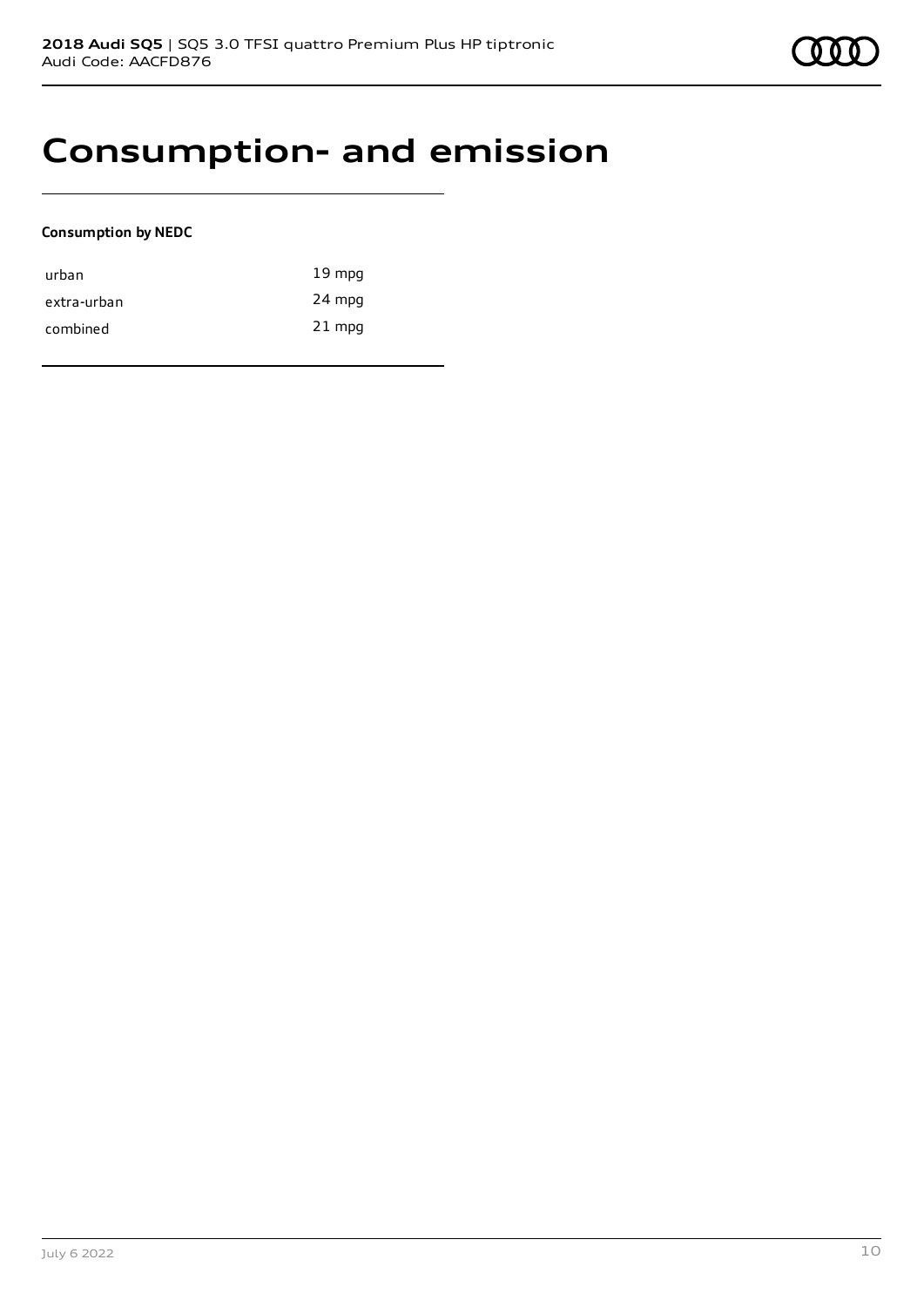# Consumption- and emission

**Consumption by NEDC**

| | |
|---|---|
| urban | 19 mpg |
| extra-urban | 24 mpg |
| combined | 21 mpg |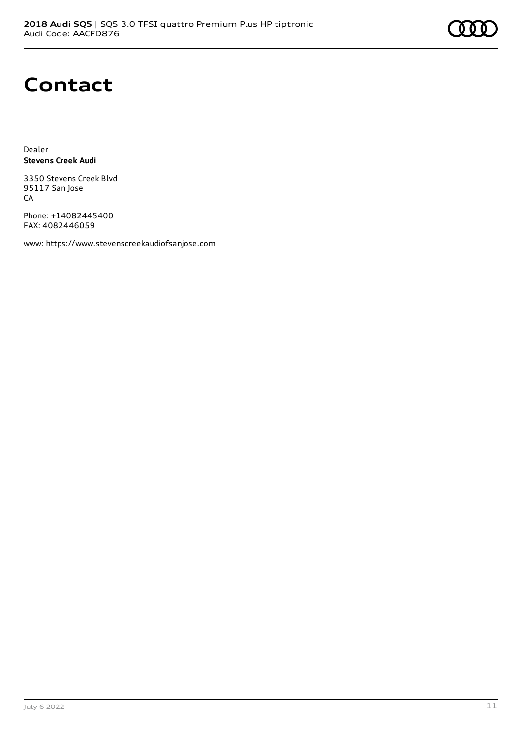# Contact

Dealer
**Stevens Creek Audi**

3350 Stevens Creek Blvd
95117 San Jose
CA

Phone: +14082445400
FAX: 4082446059

www: https://www.stevenscreekaudiofsanjose.com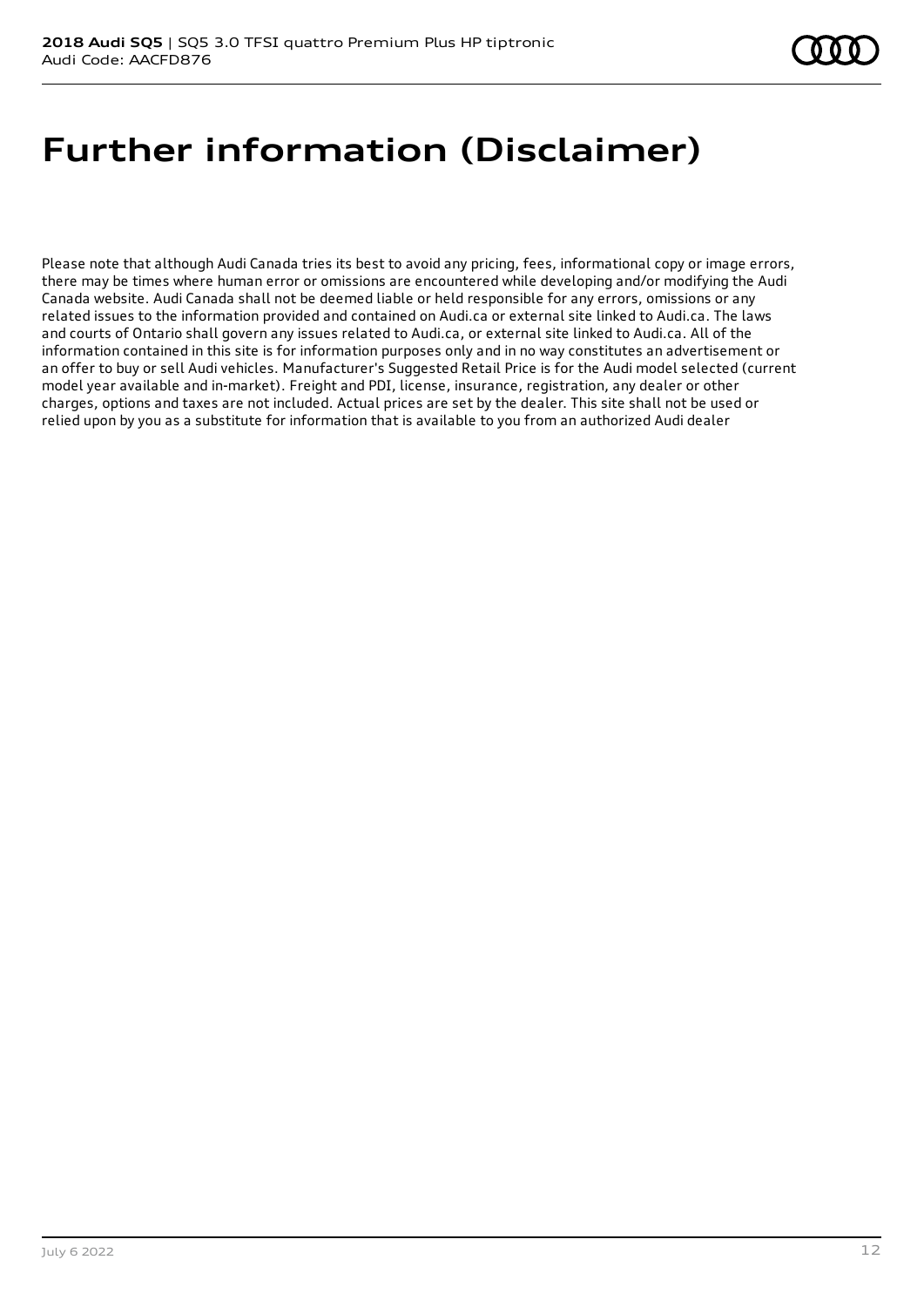# Further information (Disclaimer)

Please note that although Audi Canada tries its best to avoid any pricing, fees, informational copy or image errors, there may be times where human error or omissions are encountered while developing and/or modifying the Audi Canada website. Audi Canada shall not be deemed liable or held responsible for any errors, omissions or any related issues to the information provided and contained on Audi.ca or external site linked to Audi.ca. The laws and courts of Ontario shall govern any issues related to Audi.ca, or external site linked to Audi.ca. All of the information contained in this site is for information purposes only and in no way constitutes an advertisement or an offer to buy or sell Audi vehicles. Manufacturer's Suggested Retail Price is for the Audi model selected (current model year available and in-market). Freight and PDI, license, insurance, registration, any dealer or other charges, options and taxes are not included. Actual prices are set by the dealer. This site shall not be used or relied upon by you as a substitute for information that is available to you from an authorized Audi dealer